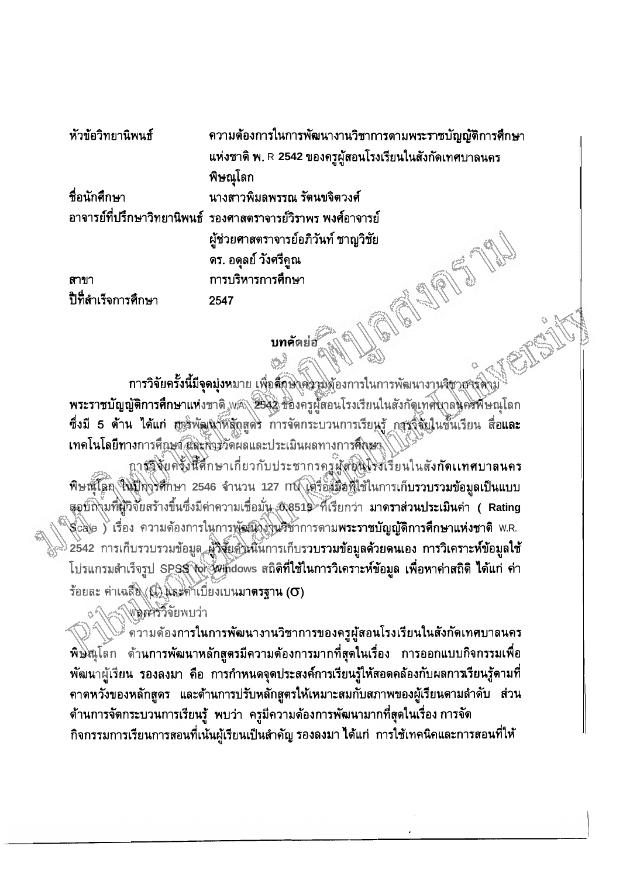| | |
|---|---|
| หัวข้อวิทยานิพนธ์ | ความต้องการในการพัฒนางานวิชาการตามพระราชบัญญัติการศึกษาแห่งชาติ พ. R 2542 ของครูผู้สอนโรงเรียนในสังกัดเทศบาลนครพิษณุโลก |
| ชื่อนักศึกษา | นางสาวพิมลพรรณ รัตนขจิตวงศ์ |
| อาจารย์ที่ปรึกษาวิทยานิพนธ์ | รองศาสตราจารย์วิราพร พงศ์อาจารย์<br>ผู้ช่วยศาสตราจารย์อภิวันท์ ชาญวิชัย<br>ดร. อดุลย์ วังศรีคูณ |
| สาขา | การบริหารการศึกษา |
| ปีที่สำเร็จการศึกษา | 2547 |

## บทคัดย่อ

การวิจัยครั้งนี้มีจุดมุ่งหมาย เพื่อศึกษาความต้องการในการพัฒนางานวิชาการตามพระราชบัญญัติการศึกษาแห่งชาติ พ.ศ. 2542 ของครูผู้สอนโรงเรียนในสังกัดเทศบาลนครพิษณุโลก ซึ่งมี 5 ด้าน ได้แก่ การพัฒนาหลักสูตร การจัดกระบวนการเรียนรู้ การวิจัยในชั้นเรียน สื่อและเทคโนโลยีทางการศึกษา และการวัดผลและประเมินผลทางการศึกษา

การวิจัยครั้งนี้ศึกษาเกี่ยวกับประชากรครูผู้สอนโรงเรียนในสังกัดเทศบาลนครพิษณุโลก ในปีการศึกษา 2546 จำนวน 127 คน เครื่องมือที่ใช้ในการเก็บรวบรวมข้อมูลเป็นแบบสอบถามที่ผู้วิจัยสร้างขึ้นซึ่งมีค่าความเชื่อมั่น 0.8519 ที่เรียกว่า มาตราส่วนประเมินค่า ( Rating Scale ) เรื่อง ความต้องการในการพัฒนางานวิชาการตามพระราชบัญญัติการศึกษาแห่งชาติ W.R. 2542 การเก็บรวบรวมข้อมูล ผู้วิจัยดำเนินการเก็บรวบรวมข้อมูลด้วยตนเอง การวิเคราะห์ข้อมูลใช้โปรแกรมสำเร็จรูป SPSS for Windows สถิติที่ใช้ในการวิเคราะห์ข้อมูล เพื่อหาค่าสถิติ ได้แก่ ค่าร้อยละ ค่าเฉลี่ย ($\mu$) และค่าเบี่ยงเบนมาตรฐาน ($\sigma$)

ผลการวิจัยพบว่า

ความต้องการในการพัฒนางานวิชาการของครูผู้สอนโรงเรียนในสังกัดเทศบาลนครพิษณุโลก ด้านการพัฒนาหลักสูตรมีความต้องการมากที่สุดในเรื่อง การออกแบบกิจกรรมเพื่อพัฒนาผู้เรียน รองลงมา คือ การกำหนดจุดประสงค์การเรียนรู้ให้สอดคล้องกับผลการเรียนรู้ตามที่คาดหวังของหลักสูตร และด้านการปรับหลักสูตรให้เหมาะสมกับสภาพของผู้เรียนตามลำดับ ส่วนด้านการจัดกระบวนการเรียนรู้ พบว่า ครูมีความต้องการพัฒนามากที่สุดในเรื่อง การจัดกิจกรรมการเรียนการสอนที่เน้นผู้เรียนเป็นสำคัญ รองลงมา ได้แก่ การใช้เทคนิคและการสอนที่ให้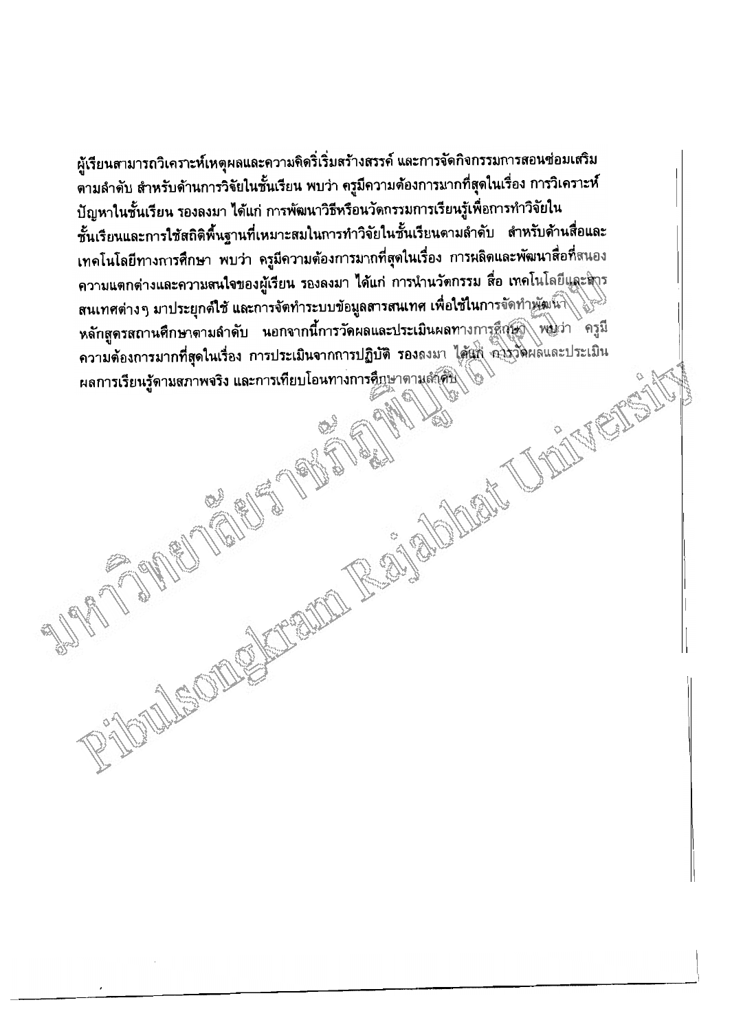ผู้เรียนสามารถวิเคราะห์เหตุผลและความคิดริเริ่มสร้างสรรค์ และการจัดกิจกรรมการสอนซ่อมเสริมตามลำดับ สำหรับด้านการวิจัยในชั้นเรียน พบว่า ครูมีความต้องการมากที่สุดในเรื่อง การวิเคราะห์ปัญหาในชั้นเรียน รองลงมา ได้แก่ การพัฒนาวิธีหรือนวัตกรรมการเรียนรู้เพื่อการทำวิจัยในชั้นเรียนและการใช้สถิติพื้นฐานที่เหมาะสมในการทำวิจัยในชั้นเรียนตามลำดับ สำหรับด้านสื่อและเทคโนโลยีทางการศึกษา พบว่า ครูมีความต้องการมากที่สุดในเรื่อง การผลิตและพัฒนาสื่อที่สนองความแตกต่างและความสนใจของผู้เรียน รองลงมา ได้แก่ การนำนวัตกรรม สื่อ เทคโนโลยีและสารสนเทศต่างๆ มาประยุกต์ใช้ และการจัดทำระบบข้อมูลสารสนเทศ เพื่อใช้ในการจัดทำพัฒนาหลักสูตรสถานศึกษาตามลำดับ นอกจากนี้การวัดผลและประเมินผลทางการศึกษา พบว่า ครูมีความต้องการมากที่สุดในเรื่อง การประเมินจากการปฏิบัติ รองลงมา ได้แก่ การวัดผลและประเมินผลการเรียนรู้ตามสภาพจริง และการเทียบโอนทางการศึกษาตามลำดับ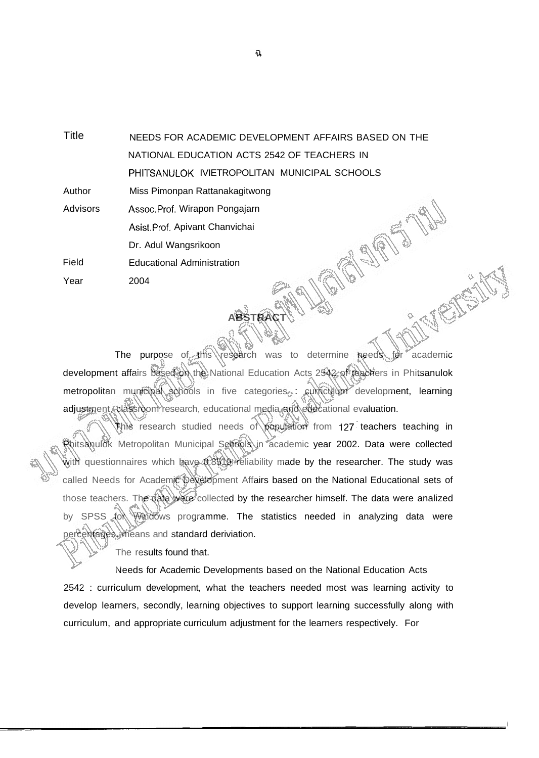Title NEEDS FOR ACADEMIC DEVELOPMENT AFFAIRS BASED ON THE NATIONAL EDUCATION ACTS 2542 OF TEACHERS IN PHITSANULOK IVIETROPOLITAN MUNICIPAL SCHOOLS

Author Miss Pimonpan Rattanakagitwong

Advisors Assoc.Prof. Wirapon Pongajarn

Asist.Prof. Apivant Chanvichai

Dr. Adul Wangsrikoon

Field Educational Administration

Year 2004

## ABSTRACT

The purpose of this research was to determine needs for academic development affairs based on the National Education Acts 2542 of teachers in Phitsanulok metropolitan municipal schools in five categories : curriculum development, learning adjustment, classroom research, educational media and educational evaluation.

This research studied needs of population from 127 teachers teaching in Phitsanulok Metropolitan Municipal Schools in academic year 2002. Data were collected with questionnaires which have 0.8519 reliability made by the researcher. The study was called Needs for Academic Development Affairs based on the National Educational sets of those teachers. The data were collected by the researcher himself. The data were analized by SPSS for Windows programme. The statistics needed in analyzing data were percentages, means and standard deriviation.

The results found that.

Needs for Academic Developments based on the National Education Acts 2542 : curriculum development, what the teachers needed most was learning activity to develop learners, secondly, learning objectives to support learning successfully along with curriculum, and appropriate curriculum adjustment for the learners respectively. For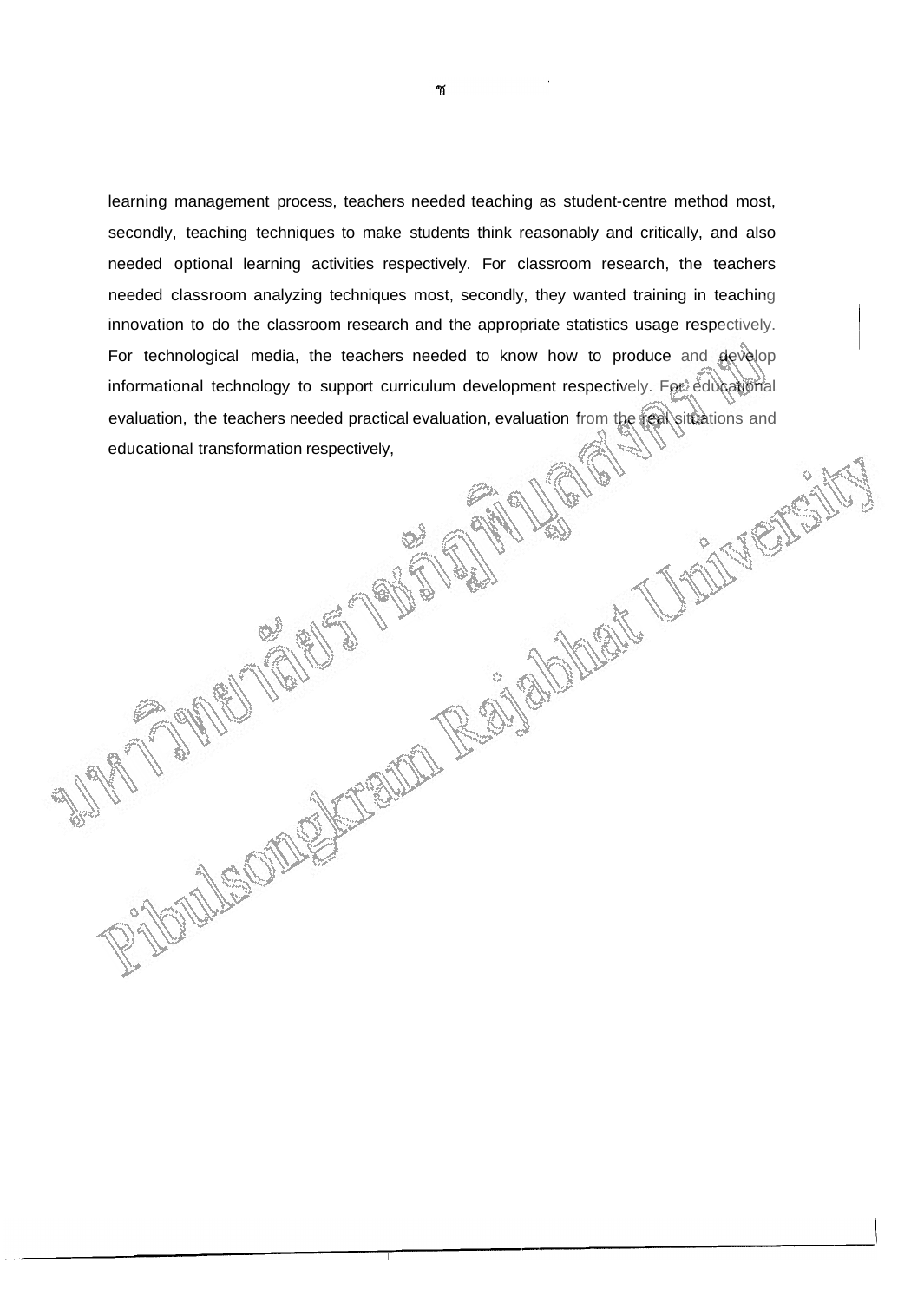learning management process, teachers needed teaching as student-centre method most, secondly, teaching techniques to make students think reasonably and critically, and also needed optional learning activities respectively. For classroom research, the teachers needed classroom analyzing techniques most, secondly, they wanted training in teaching innovation to do the classroom research and the appropriate statistics usage respectively. For technological media, the teachers needed to know how to produce and develop informational technology to support curriculum development respectively. For educational evaluation, the teachers needed practical evaluation, evaluation from the real situations and educational transformation respectively,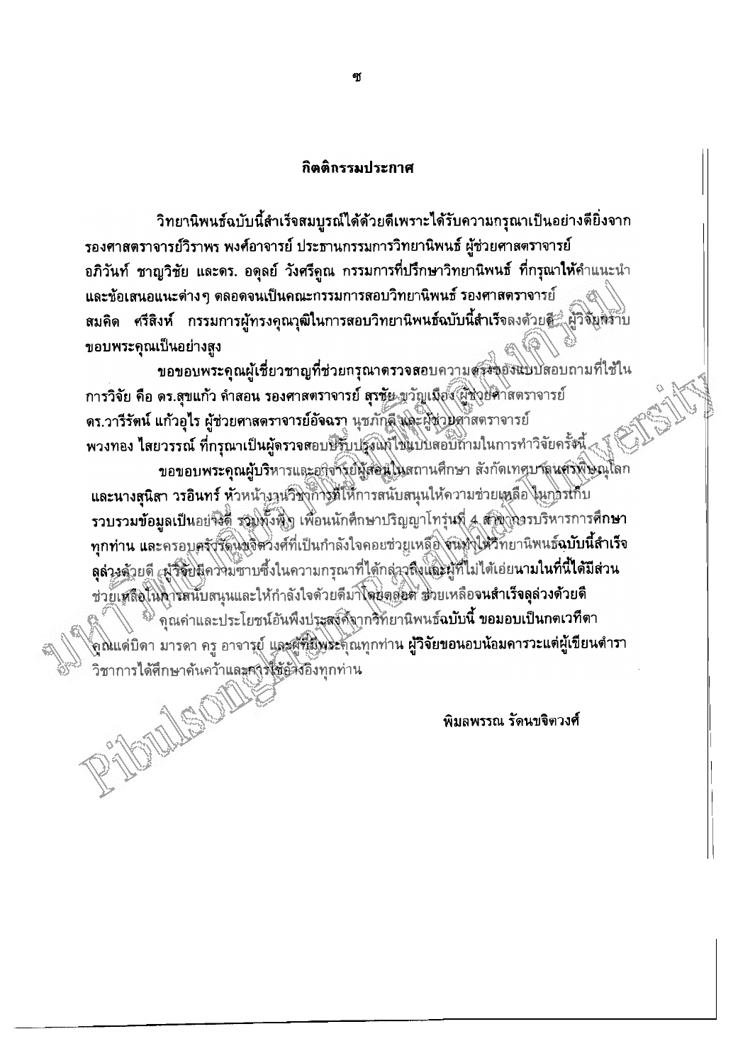## กิตติกรรมประกาศ

วิทยานิพนธ์ฉบับนี้สำเร็จสมบูรณ์ได้ด้วยดีเพราะได้รับความกรุณาเป็นอย่างดียิ่งจาก รองศาสตราจารย์วิราพร พงศ์อาจารย์ ประธานกรรมการวิทยานิพนธ์ ผู้ช่วยศาสตราจารย์ อภิวันท์ ชาญวิชัย และดร. อดุลย์ วังศรีคูณ กรรมการที่ปรึกษาวิทยานิพนธ์ ที่กรุณาให้คำแนะนำและข้อเสนอแนะต่างๆ ตลอดจนเป็นคณะกรรมการสอบวิทยานิพนธ์ รองศาสตราจารย์ สมคิด ศรีสิงห์ กรรมการผู้ทรงคุณวุฒิในการสอบวิทยานิพนธ์ฉบับนี้สำเร็จลงด้วยดี ผู้วิจัยซาบซึ้งขอบพระคุณเป็นอย่างสูง

ขอขอบพระคุณผู้เชี่ยวชาญที่ช่วยกรุณาตรวจสอบความตรงของแบบสอบถามที่ใช้ในการวิจัย คือ ดร.สุขแก้ว คำสอน รองศาสตราจารย์ สุรชัย ขวัญเมือง ผู้ช่วยศาสตราจารย์ ดร.วารีรัตน์ แก้วอุไร ผู้ช่วยศาสตราจารย์อัจฉรา นุชภักดี และผู้ช่วยศาสตราจารย์ พวงทอง ไสยวรรณ์ ที่กรุณาเป็นผู้ตรวจสอบปรับปรุงแก้ไขแบบสอบถามในการทำวิจัยครั้งนี้

ขอขอบพระคุณผู้บริหารและอาจารย์ผู้สอนในสถานศึกษา สังกัดเทศบาลนครพิษณุโลก และนางสุนิสา วรอินทร์ หัวหน้างานวิชาการที่ให้การสนับสนุนให้ความช่วยเหลือ ในการเก็บรวบรวมข้อมูลเป็นอย่างดี รวมทั้งพี่ๆ เพื่อนนักศึกษาปริญญาโทรุ่นที่ 4 สาขาการบริหารการศึกษาทุกท่าน และครอบครัวรัตนขจิตวงศ์ที่เป็นกำลังใจคอยช่วยเหลือ จนทำให้วิทยานิพนธ์ฉบับนี้สำเร็จลุล่วงด้วยดี ผู้วิจัยมีความซาบซึ้งในความกรุณาที่ได้กล่าวถึงและผู้ที่ไม่ได้เอ่ยนามในที่นี้ได้มีส่วนช่วยเหลือในการสนับสนุนและให้กำลังใจด้วยดีมาโดยตลอด ช่วยเหลือจนสำเร็จลุล่วงด้วยดี

คุณค่าและประโยชน์อันพึงประสงค์จากวิทยานิพนธ์ฉบับนี้ ขอมอบเป็นกตเวทิตาคุณแด่บิดา มารดา ครู อาจารย์ และผู้ที่มีพระคุณทุกท่าน ผู้วิจัยขอนอบน้อมคารวะแด่ผู้เขียนตำราวิชาการได้ศึกษาค้นคว้าและการใช้อ้างอิงทุกท่าน

พิมลพรรณ รัตนขจิตวงศ์